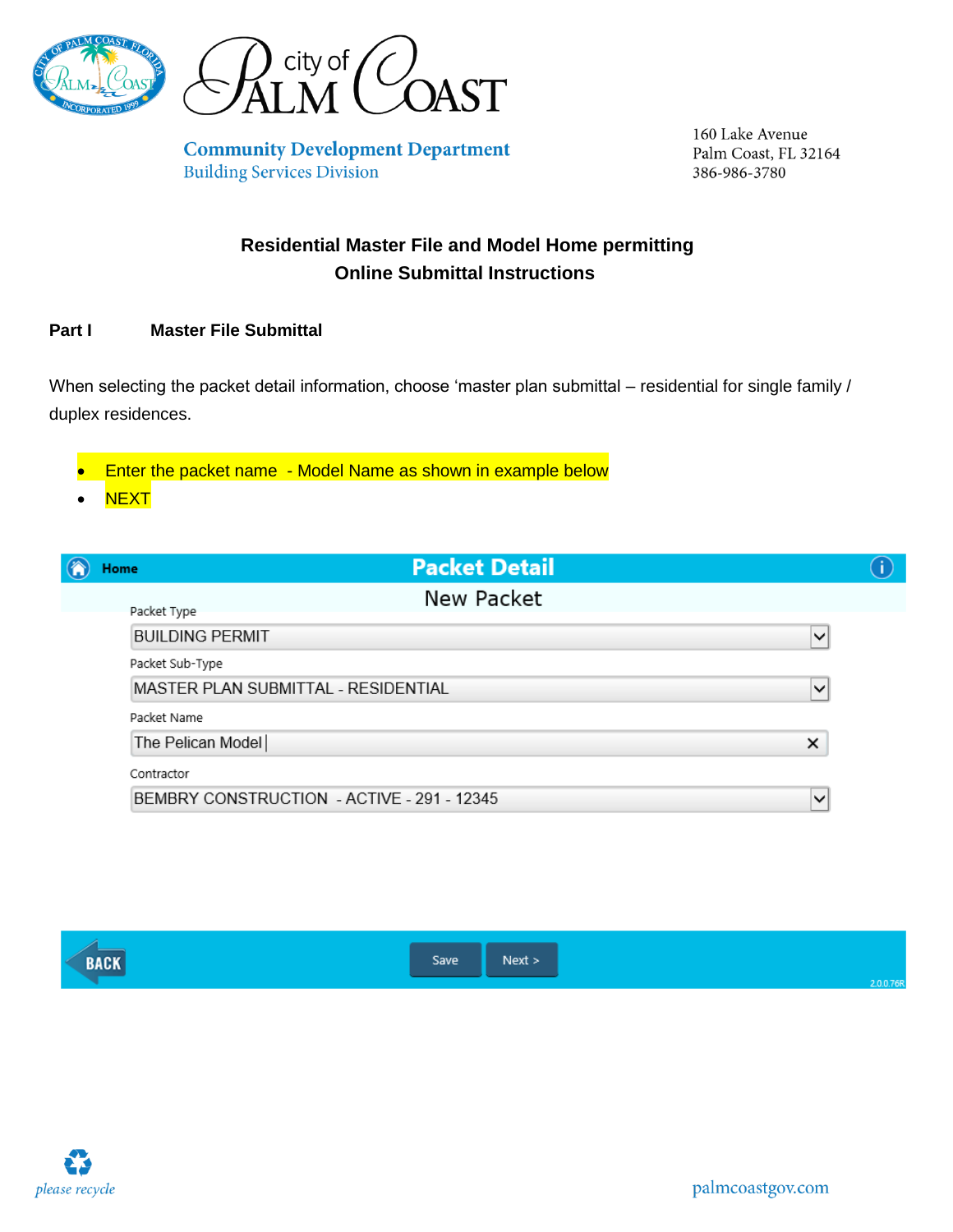**City of Palm Coast**

**Community Development Department**
Building Services Division

160 Lake Avenue
Palm Coast, FL 32164
386-986-3780

## Residential Master File and Model Home permitting
## Online Submittal Instructions

### Part I Master File Submittal

When selecting the packet detail information, choose 'master plan submittal – residential for single family / duplex residences.

- Enter the packet name - Model Name as shown in example below
- NEXT

**Packet Detail**

New Packet

Packet Type
BUILDING PERMIT

Packet Sub-Type
MASTER PLAN SUBMITTAL - RESIDENTIAL

Packet Name
The Pelican Model

Contractor
BEMBRY CONSTRUCTION - ACTIVE - 291 - 12345

BACK | Save | Next >

*please recycle*

palmcoastgov.com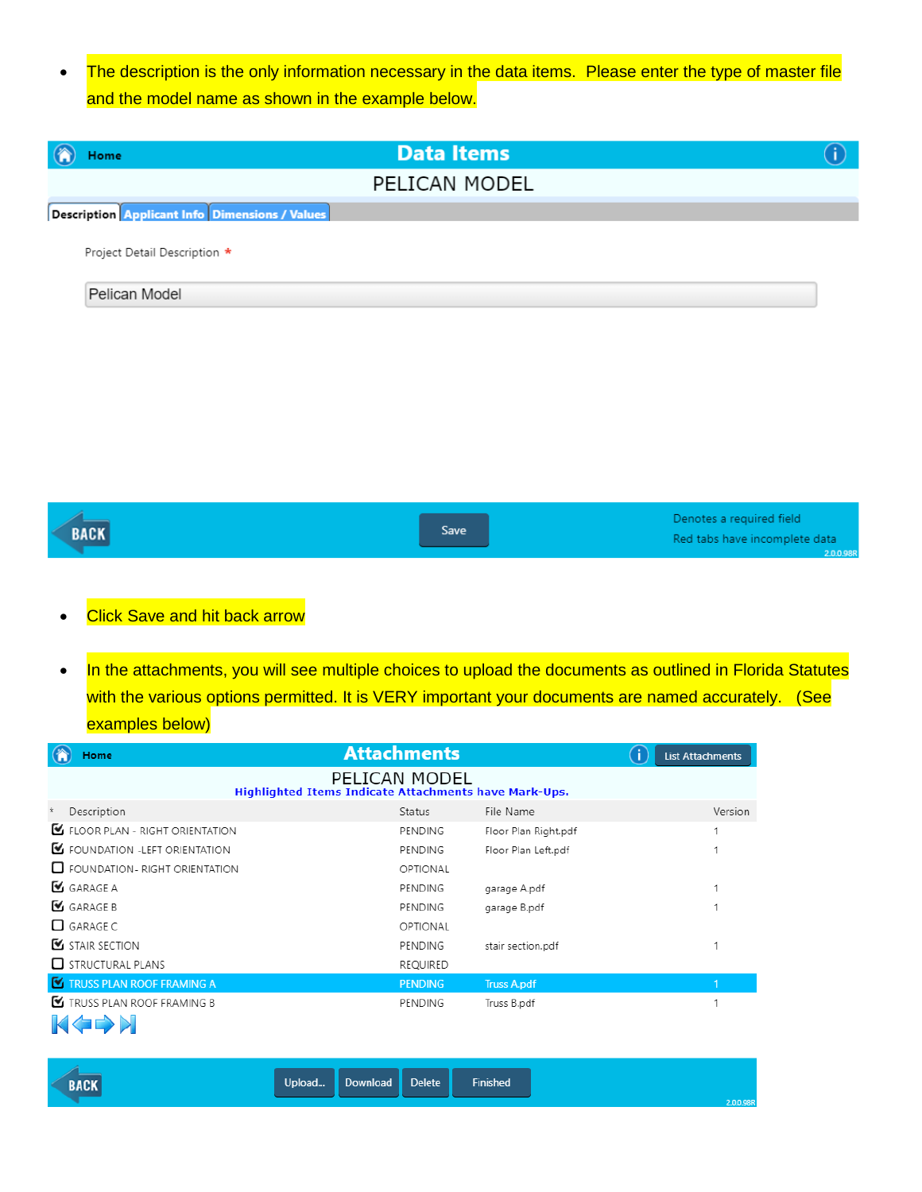- The description is the only information necessary in the data items. Please enter the type of master file and the model name as shown in the example below.

Home **Data Items**

PELICAN MODEL

Description | Applicant Info | Dimensions / Values

Project Detail Description *

Pelican Model

BACK Save

Denotes a required field

Red tabs have incomplete data

2.0.0.98R

- Click Save and hit back arrow

- In the attachments, you will see multiple choices to upload the documents as outlined in Florida Statutes with the various options permitted. It is VERY important your documents are named accurately. (See examples below)

Home **Attachments** List Attachments

PELICAN MODEL

**Highlighted Items Indicate Attachments have Mark-Ups.**

| * | Description | Status | File Name | Version |
|---|---|---|---|---|
| ☑ | FLOOR PLAN - RIGHT ORIENTATION | PENDING | Floor Plan Right.pdf | 1 |
| ☑ | FOUNDATION -LEFT ORIENTATION | PENDING | Floor Plan Left.pdf | 1 |
| ☐ | FOUNDATION- RIGHT ORIENTATION | OPTIONAL | | |
| ☑ | GARAGE A | PENDING | garage A.pdf | 1 |
| ☑ | GARAGE B | PENDING | garage B.pdf | 1 |
| ☐ | GARAGE C | OPTIONAL | | |
| ☑ | STAIR SECTION | PENDING | stair section.pdf | 1 |
| ☐ | STRUCTURAL PLANS | REQUIRED | | |
| ☑ | TRUSS PLAN ROOF FRAMING A | PENDING | Truss A.pdf | 1 |
| ☑ | TRUSS PLAN ROOF FRAMING B | PENDING | Truss B.pdf | 1 |

BACK Upload... Download Delete Finished

2.0.0.98R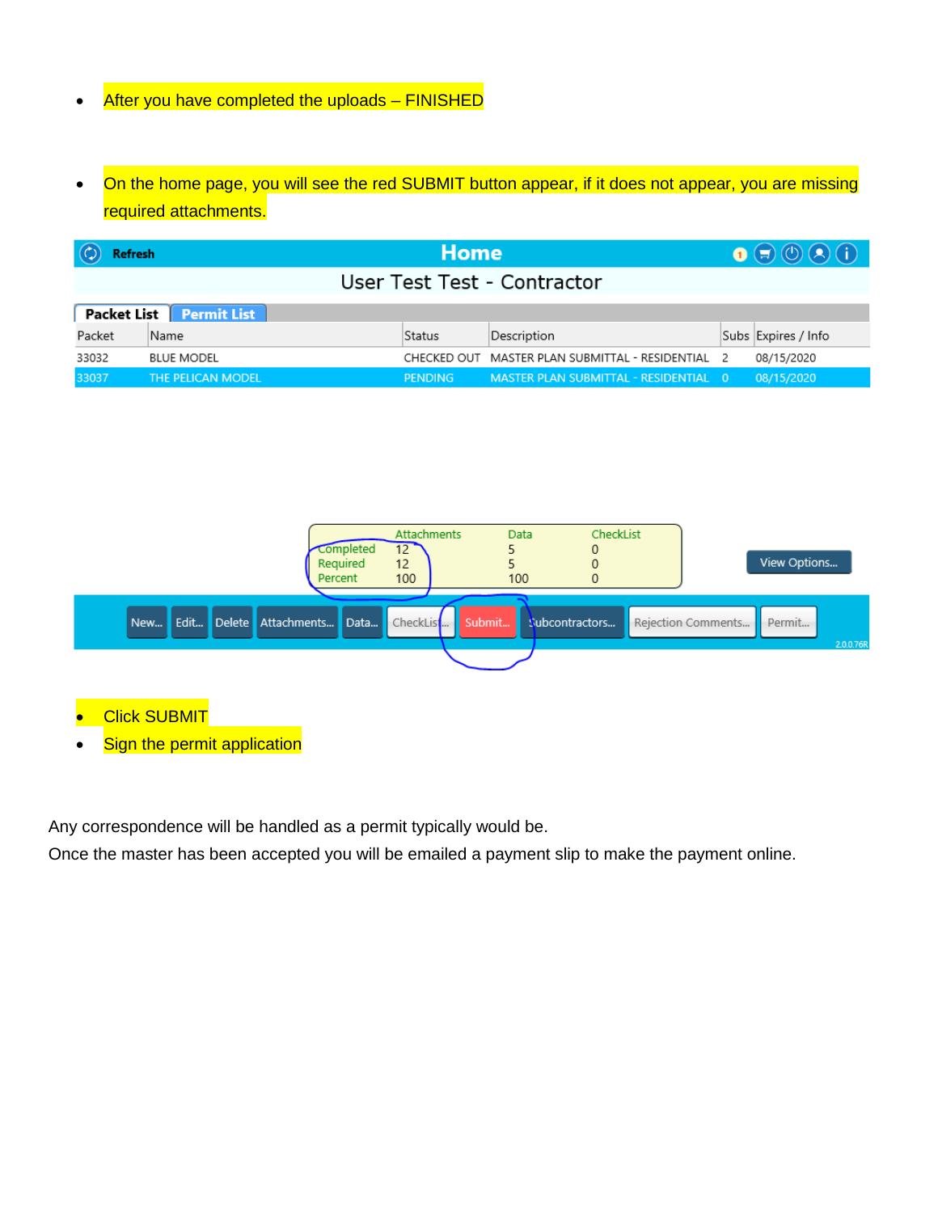- After you have completed the uploads – FINISHED

- On the home page, you will see the red SUBMIT button appear, if it does not appear, you are missing required attachments.

Refresh **Home**

User Test Test - Contractor

Packet List | Permit List

| Packet | Name | Status | Description | Subs | Expires / Info |
|---|---|---|---|---|---|
| 33032 | BLUE MODEL | CHECKED OUT | MASTER PLAN SUBMITTAL - RESIDENTIAL | 2 | 08/15/2020 |
| 33037 | THE PELICAN MODEL | PENDING | MASTER PLAN SUBMITTAL - RESIDENTIAL | 0 | 08/15/2020 |

| | Attachments | Data | CheckList |
|---|---|---|---|
| Completed | 12 | 5 | 0 |
| Required | 12 | 5 | 0 |
| Percent | 100 | 100 | 0 |

View Options...

New... Edit... Delete Attachments... Data... CheckList... Submit... Subcontractors... Rejection Comments... Permit...

2.0.0.76R

- Click SUBMIT
- Sign the permit application

Any correspondence will be handled as a permit typically would be.

Once the master has been accepted you will be emailed a payment slip to make the payment online.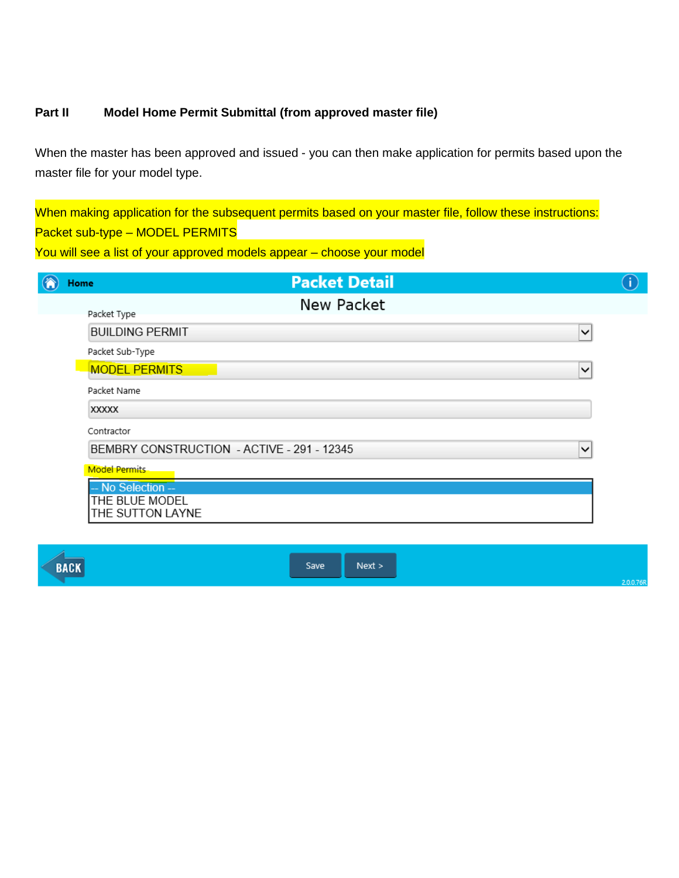## Part II Model Home Permit Submittal (from approved master file)

When the master has been approved and issued - you can then make application for permits based upon the master file for your model type.

When making application for the subsequent permits based on your master file, follow these instructions:
Packet sub-type – MODEL PERMITS
You will see a list of your approved models appear – choose your model

Home

**Packet Detail**

New Packet

Packet Type

BUILDING PERMIT

Packet Sub-Type

MODEL PERMITS

Packet Name

XXXXX

Contractor

BEMBRY CONSTRUCTION - ACTIVE - 291 - 12345

Model Permits

-- No Selection --
THE BLUE MODEL
THE SUTTON LAYNE

BACK

Save

Next >

2.0.0.76R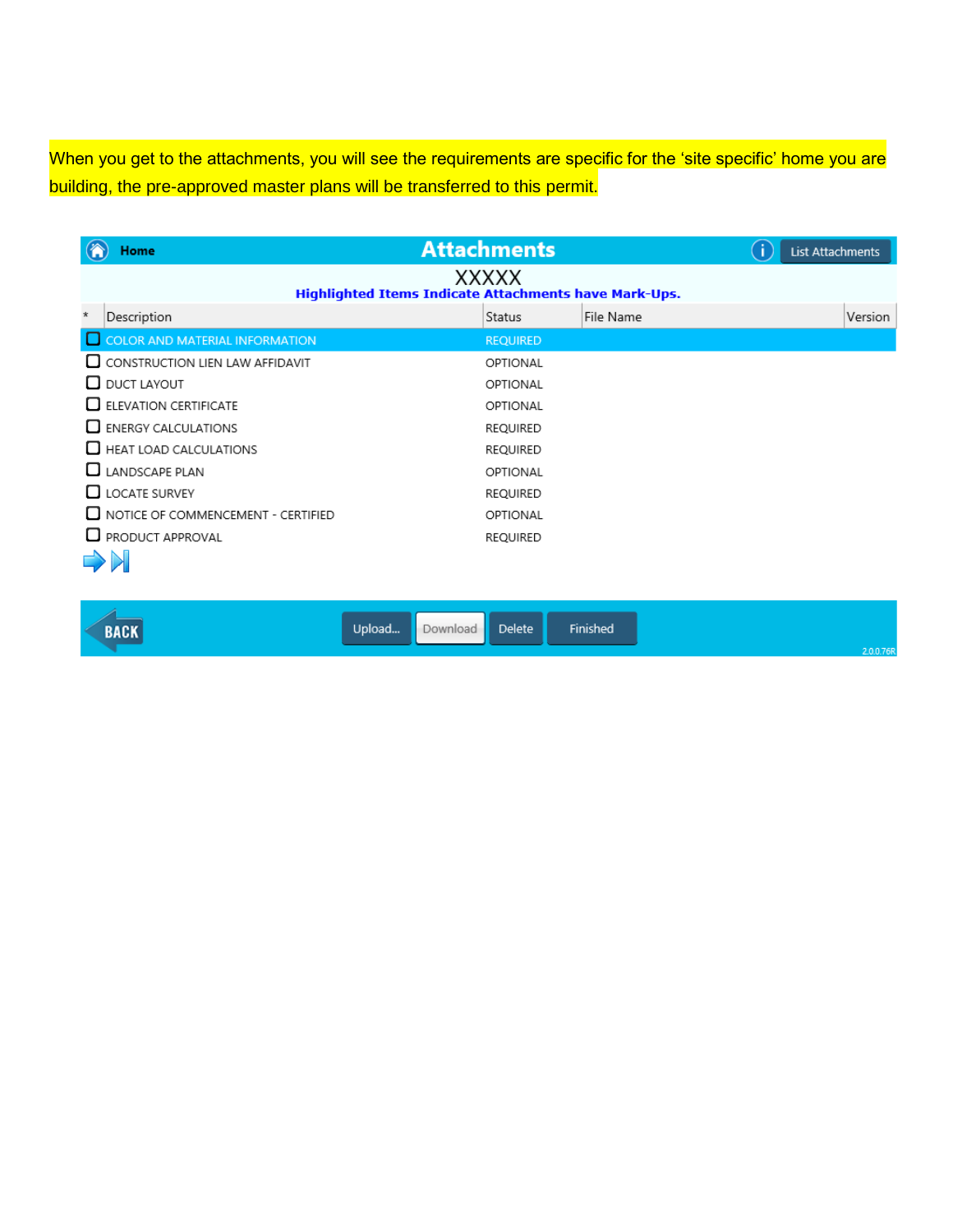When you get to the attachments, you will see the requirements are specific for the 'site specific' home you are building, the pre-approved master plans will be transferred to this permit.

Home **Attachments** List Attachments

XXXXX

**Highlighted Items Indicate Attachments have Mark-Ups.**

| * | Description | Status | File Name | Version |
|---|---|---|---|---|
| ☐ | COLOR AND MATERIAL INFORMATION | REQUIRED | | |
| ☐ | CONSTRUCTION LIEN LAW AFFIDAVIT | OPTIONAL | | |
| ☐ | DUCT LAYOUT | OPTIONAL | | |
| ☐ | ELEVATION CERTIFICATE | OPTIONAL | | |
| ☐ | ENERGY CALCULATIONS | REQUIRED | | |
| ☐ | HEAT LOAD CALCULATIONS | REQUIRED | | |
| ☐ | LANDSCAPE PLAN | OPTIONAL | | |
| ☐ | LOCATE SURVEY | REQUIRED | | |
| ☐ | NOTICE OF COMMENCEMENT - CERTIFIED | OPTIONAL | | |
| ☐ | PRODUCT APPROVAL | REQUIRED | | |

BACK Upload... Download Delete Finished

2.0.0.76R